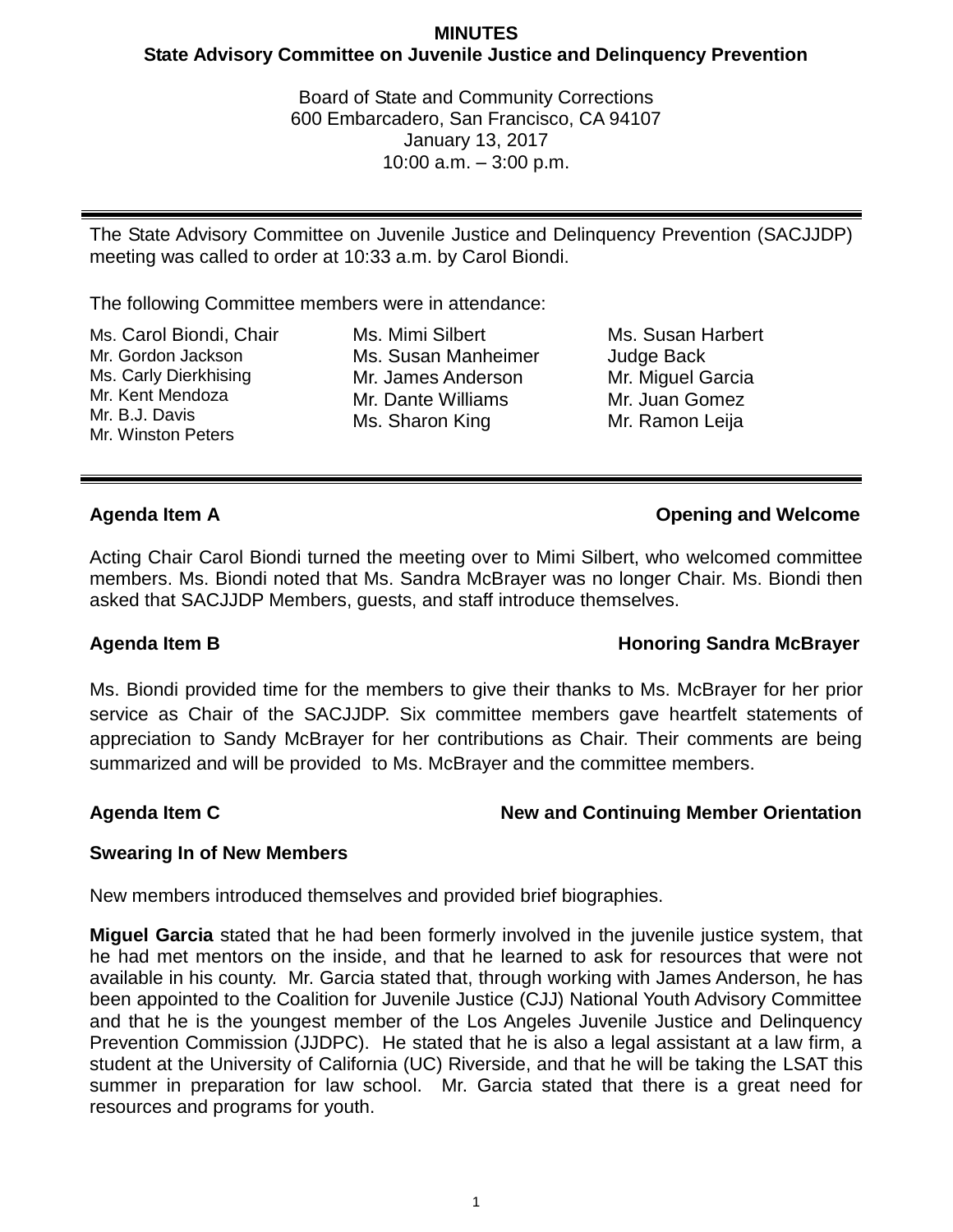**MINUTES**
**State Advisory Committee on Juvenile Justice and Delinquency Prevention**

Board of State and Community Corrections
600 Embarcadero, San Francisco, CA 94107
January 13, 2017
10:00 a.m. – 3:00 p.m.

---

The State Advisory Committee on Juvenile Justice and Delinquency Prevention (SACJJDP) meeting was called to order at 10:33 a.m. by Carol Biondi.

The following Committee members were in attendance:

| | | |
|---|---|---|
| Ms. Carol Biondi, Chair | Ms. Mimi Silbert | Ms. Susan Harbert |
| Mr. Gordon Jackson | Ms. Susan Manheimer | Judge Back |
| Ms. Carly Dierkhising | Mr. James Anderson | Mr. Miguel Garcia |
| Mr. Kent Mendoza | Mr. Dante Williams | Mr. Juan Gomez |
| Mr. B.J. Davis | Ms. Sharon King | Mr. Ramon Leija |
| Mr. Winston Peters | | |

---

**Agenda Item A — Opening and Welcome**

Acting Chair Carol Biondi turned the meeting over to Mimi Silbert, who welcomed committee members. Ms. Biondi noted that Ms. Sandra McBrayer was no longer Chair. Ms. Biondi then asked that SACJJDP Members, guests, and staff introduce themselves.

**Agenda Item B — Honoring Sandra McBrayer**

Ms. Biondi provided time for the members to give their thanks to Ms. McBrayer for her prior service as Chair of the SACJJDP. Six committee members gave heartfelt statements of appreciation to Sandy McBrayer for her contributions as Chair. Their comments are being summarized and will be provided to Ms. McBrayer and the committee members.

**Agenda Item C — New and Continuing Member Orientation**

**Swearing In of New Members**

New members introduced themselves and provided brief biographies.

**Miguel Garcia** stated that he had been formerly involved in the juvenile justice system, that he had met mentors on the inside, and that he learned to ask for resources that were not available in his county. Mr. Garcia stated that, through working with James Anderson, he has been appointed to the Coalition for Juvenile Justice (CJJ) National Youth Advisory Committee and that he is the youngest member of the Los Angeles Juvenile Justice and Delinquency Prevention Commission (JJDPC). He stated that he is also a legal assistant at a law firm, a student at the University of California (UC) Riverside, and that he will be taking the LSAT this summer in preparation for law school. Mr. Garcia stated that there is a great need for resources and programs for youth.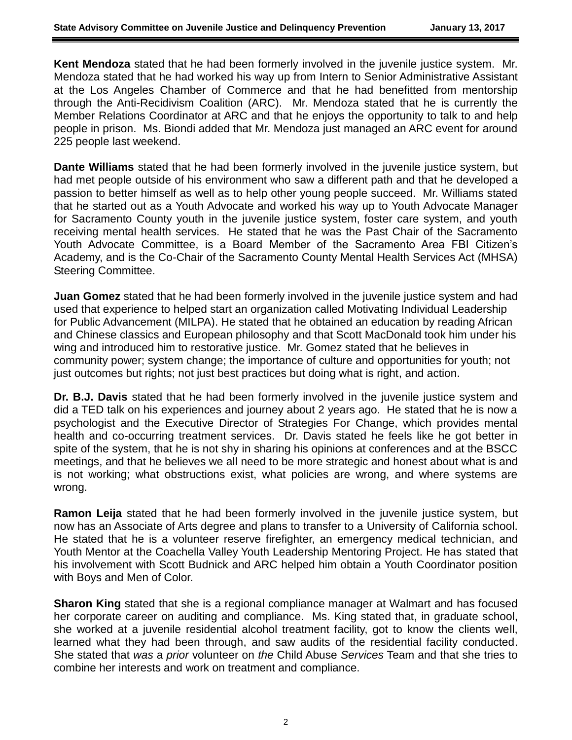**Kent Mendoza** stated that he had been formerly involved in the juvenile justice system. Mr. Mendoza stated that he had worked his way up from Intern to Senior Administrative Assistant at the Los Angeles Chamber of Commerce and that he had benefitted from mentorship through the Anti-Recidivism Coalition (ARC). Mr. Mendoza stated that he is currently the Member Relations Coordinator at ARC and that he enjoys the opportunity to talk to and help people in prison. Ms. Biondi added that Mr. Mendoza just managed an ARC event for around 225 people last weekend.

**Dante Williams** stated that he had been formerly involved in the juvenile justice system, but had met people outside of his environment who saw a different path and that he developed a passion to better himself as well as to help other young people succeed. Mr. Williams stated that he started out as a Youth Advocate and worked his way up to Youth Advocate Manager for Sacramento County youth in the juvenile justice system, foster care system, and youth receiving mental health services. He stated that he was the Past Chair of the Sacramento Youth Advocate Committee, is a Board Member of the Sacramento Area FBI Citizen's Academy, and is the Co-Chair of the Sacramento County Mental Health Services Act (MHSA) Steering Committee.

**Juan Gomez** stated that he had been formerly involved in the juvenile justice system and had used that experience to helped start an organization called Motivating Individual Leadership for Public Advancement (MILPA). He stated that he obtained an education by reading African and Chinese classics and European philosophy and that Scott MacDonald took him under his wing and introduced him to restorative justice. Mr. Gomez stated that he believes in community power; system change; the importance of culture and opportunities for youth; not just outcomes but rights; not just best practices but doing what is right, and action.

**Dr. B.J. Davis** stated that he had been formerly involved in the juvenile justice system and did a TED talk on his experiences and journey about 2 years ago. He stated that he is now a psychologist and the Executive Director of Strategies For Change, which provides mental health and co-occurring treatment services. Dr. Davis stated he feels like he got better in spite of the system, that he is not shy in sharing his opinions at conferences and at the BSCC meetings, and that he believes we all need to be more strategic and honest about what is and is not working; what obstructions exist, what policies are wrong, and where systems are wrong.

**Ramon Leija** stated that he had been formerly involved in the juvenile justice system, but now has an Associate of Arts degree and plans to transfer to a University of California school. He stated that he is a volunteer reserve firefighter, an emergency medical technician, and Youth Mentor at the Coachella Valley Youth Leadership Mentoring Project. He has stated that his involvement with Scott Budnick and ARC helped him obtain a Youth Coordinator position with Boys and Men of Color.

**Sharon King** stated that she is a regional compliance manager at Walmart and has focused her corporate career on auditing and compliance. Ms. King stated that, in graduate school, she worked at a juvenile residential alcohol treatment facility, got to know the clients well, learned what they had been through, and saw audits of the residential facility conducted. She stated that *was* a *prior* volunteer on *the* Child Abuse *Services* Team and that she tries to combine her interests and work on treatment and compliance.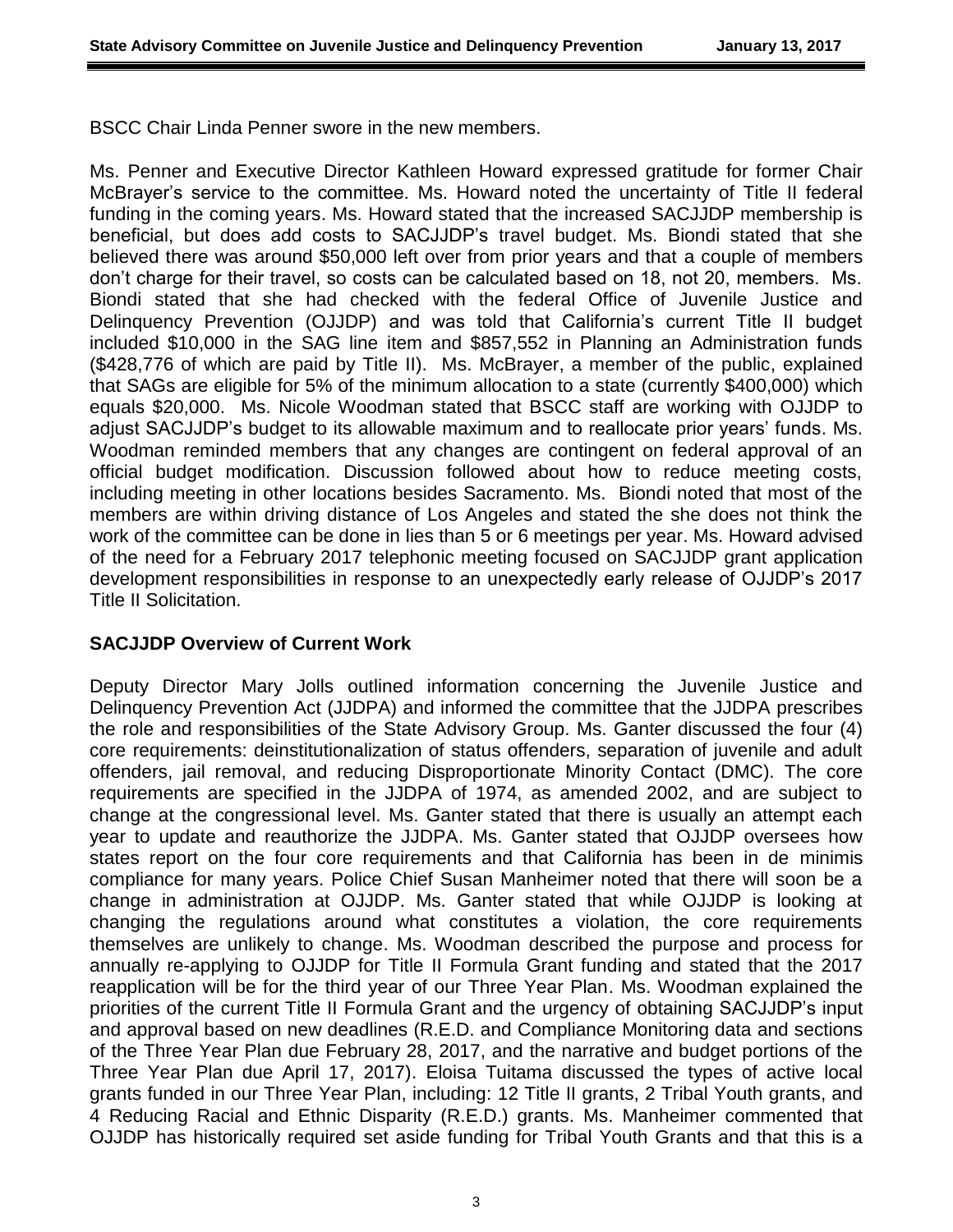BSCC Chair Linda Penner swore in the new members.

Ms. Penner and Executive Director Kathleen Howard expressed gratitude for former Chair McBrayer's service to the committee. Ms. Howard noted the uncertainty of Title II federal funding in the coming years. Ms. Howard stated that the increased SACJJDP membership is beneficial, but does add costs to SACJJDP's travel budget. Ms. Biondi stated that she believed there was around $50,000 left over from prior years and that a couple of members don't charge for their travel, so costs can be calculated based on 18, not 20, members. Ms. Biondi stated that she had checked with the federal Office of Juvenile Justice and Delinquency Prevention (OJJDP) and was told that California's current Title II budget included $10,000 in the SAG line item and $857,552 in Planning an Administration funds ($428,776 of which are paid by Title II). Ms. McBrayer, a member of the public, explained that SAGs are eligible for 5% of the minimum allocation to a state (currently $400,000) which equals $20,000. Ms. Nicole Woodman stated that BSCC staff are working with OJJDP to adjust SACJJDP's budget to its allowable maximum and to reallocate prior years' funds. Ms. Woodman reminded members that any changes are contingent on federal approval of an official budget modification. Discussion followed about how to reduce meeting costs, including meeting in other locations besides Sacramento. Ms. Biondi noted that most of the members are within driving distance of Los Angeles and stated the she does not think the work of the committee can be done in lies than 5 or 6 meetings per year. Ms. Howard advised of the need for a February 2017 telephonic meeting focused on SACJJDP grant application development responsibilities in response to an unexpectedly early release of OJJDP's 2017 Title II Solicitation.

## SACJJDP Overview of Current Work

Deputy Director Mary Jolls outlined information concerning the Juvenile Justice and Delinquency Prevention Act (JJDPA) and informed the committee that the JJDPA prescribes the role and responsibilities of the State Advisory Group. Ms. Ganter discussed the four (4) core requirements: deinstitutionalization of status offenders, separation of juvenile and adult offenders, jail removal, and reducing Disproportionate Minority Contact (DMC). The core requirements are specified in the JJDPA of 1974, as amended 2002, and are subject to change at the congressional level. Ms. Ganter stated that there is usually an attempt each year to update and reauthorize the JJDPA. Ms. Ganter stated that OJJDP oversees how states report on the four core requirements and that California has been in de minimis compliance for many years. Police Chief Susan Manheimer noted that there will soon be a change in administration at OJJDP. Ms. Ganter stated that while OJJDP is looking at changing the regulations around what constitutes a violation, the core requirements themselves are unlikely to change. Ms. Woodman described the purpose and process for annually re-applying to OJJDP for Title II Formula Grant funding and stated that the 2017 reapplication will be for the third year of our Three Year Plan. Ms. Woodman explained the priorities of the current Title II Formula Grant and the urgency of obtaining SACJJDP's input and approval based on new deadlines (R.E.D. and Compliance Monitoring data and sections of the Three Year Plan due February 28, 2017, and the narrative and budget portions of the Three Year Plan due April 17, 2017). Eloisa Tuitama discussed the types of active local grants funded in our Three Year Plan, including: 12 Title II grants, 2 Tribal Youth grants, and 4 Reducing Racial and Ethnic Disparity (R.E.D.) grants. Ms. Manheimer commented that OJJDP has historically required set aside funding for Tribal Youth Grants and that this is a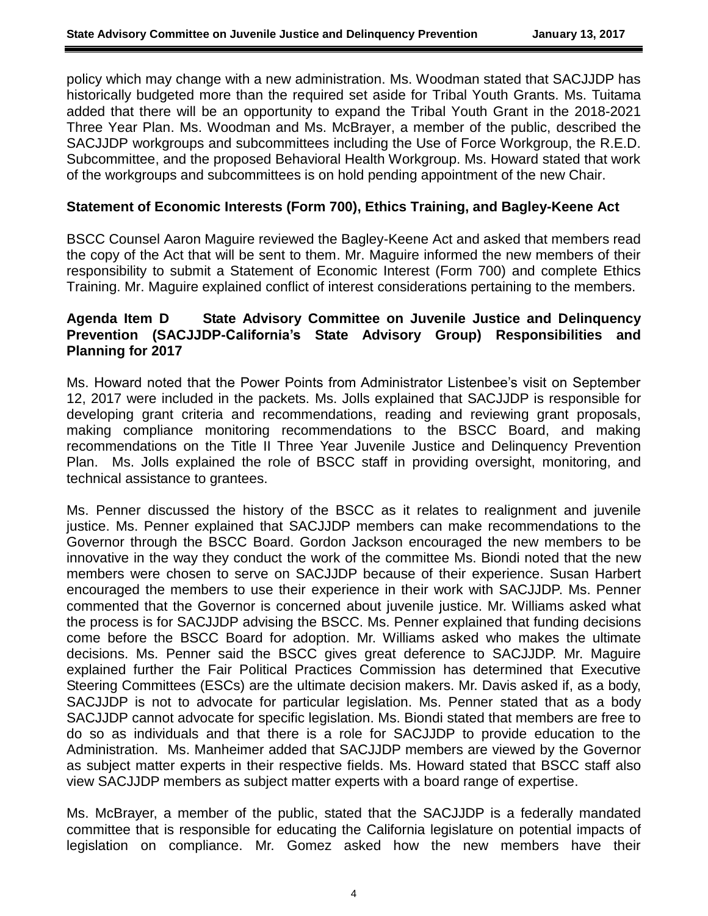policy which may change with a new administration. Ms. Woodman stated that SACJJDP has historically budgeted more than the required set aside for Tribal Youth Grants. Ms. Tuitama added that there will be an opportunity to expand the Tribal Youth Grant in the 2018-2021 Three Year Plan. Ms. Woodman and Ms. McBrayer, a member of the public, described the SACJJDP workgroups and subcommittees including the Use of Force Workgroup, the R.E.D. Subcommittee, and the proposed Behavioral Health Workgroup. Ms. Howard stated that work of the workgroups and subcommittees is on hold pending appointment of the new Chair.

**Statement of Economic Interests (Form 700), Ethics Training, and Bagley-Keene Act**

BSCC Counsel Aaron Maguire reviewed the Bagley-Keene Act and asked that members read the copy of the Act that will be sent to them. Mr. Maguire informed the new members of their responsibility to submit a Statement of Economic Interest (Form 700) and complete Ethics Training. Mr. Maguire explained conflict of interest considerations pertaining to the members.

**Agenda Item D State Advisory Committee on Juvenile Justice and Delinquency Prevention (SACJJDP-California's State Advisory Group) Responsibilities and Planning for 2017**

Ms. Howard noted that the Power Points from Administrator Listenbee's visit on September 12, 2017 were included in the packets. Ms. Jolls explained that SACJJDP is responsible for developing grant criteria and recommendations, reading and reviewing grant proposals, making compliance monitoring recommendations to the BSCC Board, and making recommendations on the Title II Three Year Juvenile Justice and Delinquency Prevention Plan. Ms. Jolls explained the role of BSCC staff in providing oversight, monitoring, and technical assistance to grantees.

Ms. Penner discussed the history of the BSCC as it relates to realignment and juvenile justice. Ms. Penner explained that SACJJDP members can make recommendations to the Governor through the BSCC Board. Gordon Jackson encouraged the new members to be innovative in the way they conduct the work of the committee Ms. Biondi noted that the new members were chosen to serve on SACJJDP because of their experience. Susan Harbert encouraged the members to use their experience in their work with SACJJDP. Ms. Penner commented that the Governor is concerned about juvenile justice. Mr. Williams asked what the process is for SACJJDP advising the BSCC. Ms. Penner explained that funding decisions come before the BSCC Board for adoption. Mr. Williams asked who makes the ultimate decisions. Ms. Penner said the BSCC gives great deference to SACJJDP. Mr. Maguire explained further the Fair Political Practices Commission has determined that Executive Steering Committees (ESCs) are the ultimate decision makers. Mr. Davis asked if, as a body, SACJJDP is not to advocate for particular legislation. Ms. Penner stated that as a body SACJJDP cannot advocate for specific legislation. Ms. Biondi stated that members are free to do so as individuals and that there is a role for SACJJDP to provide education to the Administration. Ms. Manheimer added that SACJJDP members are viewed by the Governor as subject matter experts in their respective fields. Ms. Howard stated that BSCC staff also view SACJJDP members as subject matter experts with a board range of expertise.

Ms. McBrayer, a member of the public, stated that the SACJJDP is a federally mandated committee that is responsible for educating the California legislature on potential impacts of legislation on compliance. Mr. Gomez asked how the new members have their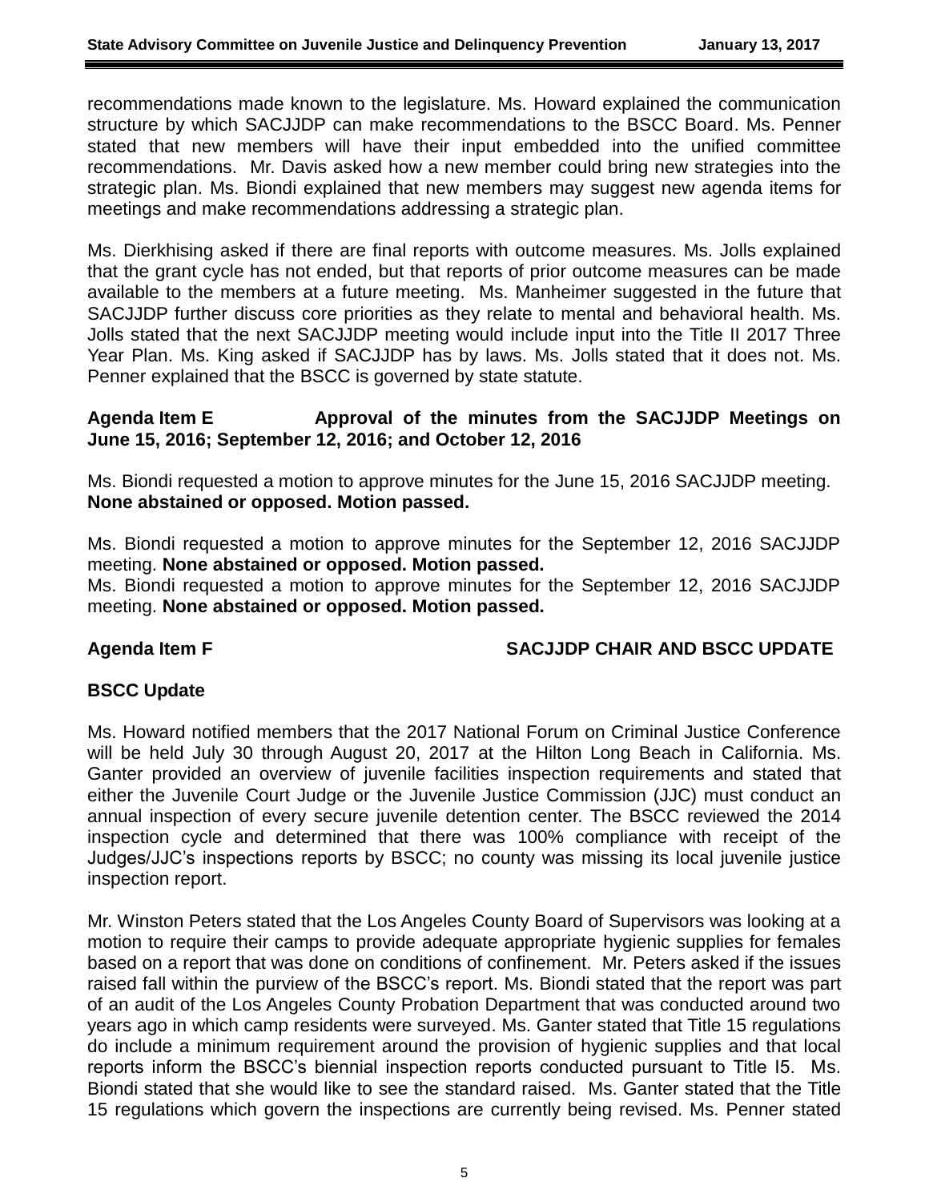recommendations made known to the legislature. Ms. Howard explained the communication structure by which SACJJDP can make recommendations to the BSCC Board. Ms. Penner stated that new members will have their input embedded into the unified committee recommendations. Mr. Davis asked how a new member could bring new strategies into the strategic plan. Ms. Biondi explained that new members may suggest new agenda items for meetings and make recommendations addressing a strategic plan.

Ms. Dierkhising asked if there are final reports with outcome measures. Ms. Jolls explained that the grant cycle has not ended, but that reports of prior outcome measures can be made available to the members at a future meeting. Ms. Manheimer suggested in the future that SACJJDP further discuss core priorities as they relate to mental and behavioral health. Ms. Jolls stated that the next SACJJDP meeting would include input into the Title II 2017 Three Year Plan. Ms. King asked if SACJJDP has by laws. Ms. Jolls stated that it does not. Ms. Penner explained that the BSCC is governed by state statute.

**Agenda Item E Approval of the minutes from the SACJJDP Meetings on June 15, 2016; September 12, 2016; and October 12, 2016**

Ms. Biondi requested a motion to approve minutes for the June 15, 2016 SACJJDP meeting. **None abstained or opposed. Motion passed.**

Ms. Biondi requested a motion to approve minutes for the September 12, 2016 SACJJDP meeting. **None abstained or opposed. Motion passed.**
Ms. Biondi requested a motion to approve minutes for the September 12, 2016 SACJJDP meeting. **None abstained or opposed. Motion passed.**

**Agenda Item F SACJJDP CHAIR AND BSCC UPDATE**

**BSCC Update**

Ms. Howard notified members that the 2017 National Forum on Criminal Justice Conference will be held July 30 through August 20, 2017 at the Hilton Long Beach in California. Ms. Ganter provided an overview of juvenile facilities inspection requirements and stated that either the Juvenile Court Judge or the Juvenile Justice Commission (JJC) must conduct an annual inspection of every secure juvenile detention center. The BSCC reviewed the 2014 inspection cycle and determined that there was 100% compliance with receipt of the Judges/JJC's inspections reports by BSCC; no county was missing its local juvenile justice inspection report.

Mr. Winston Peters stated that the Los Angeles County Board of Supervisors was looking at a motion to require their camps to provide adequate appropriate hygienic supplies for females based on a report that was done on conditions of confinement. Mr. Peters asked if the issues raised fall within the purview of the BSCC's report. Ms. Biondi stated that the report was part of an audit of the Los Angeles County Probation Department that was conducted around two years ago in which camp residents were surveyed. Ms. Ganter stated that Title 15 regulations do include a minimum requirement around the provision of hygienic supplies and that local reports inform the BSCC's biennial inspection reports conducted pursuant to Title I5. Ms. Biondi stated that she would like to see the standard raised. Ms. Ganter stated that the Title 15 regulations which govern the inspections are currently being revised. Ms. Penner stated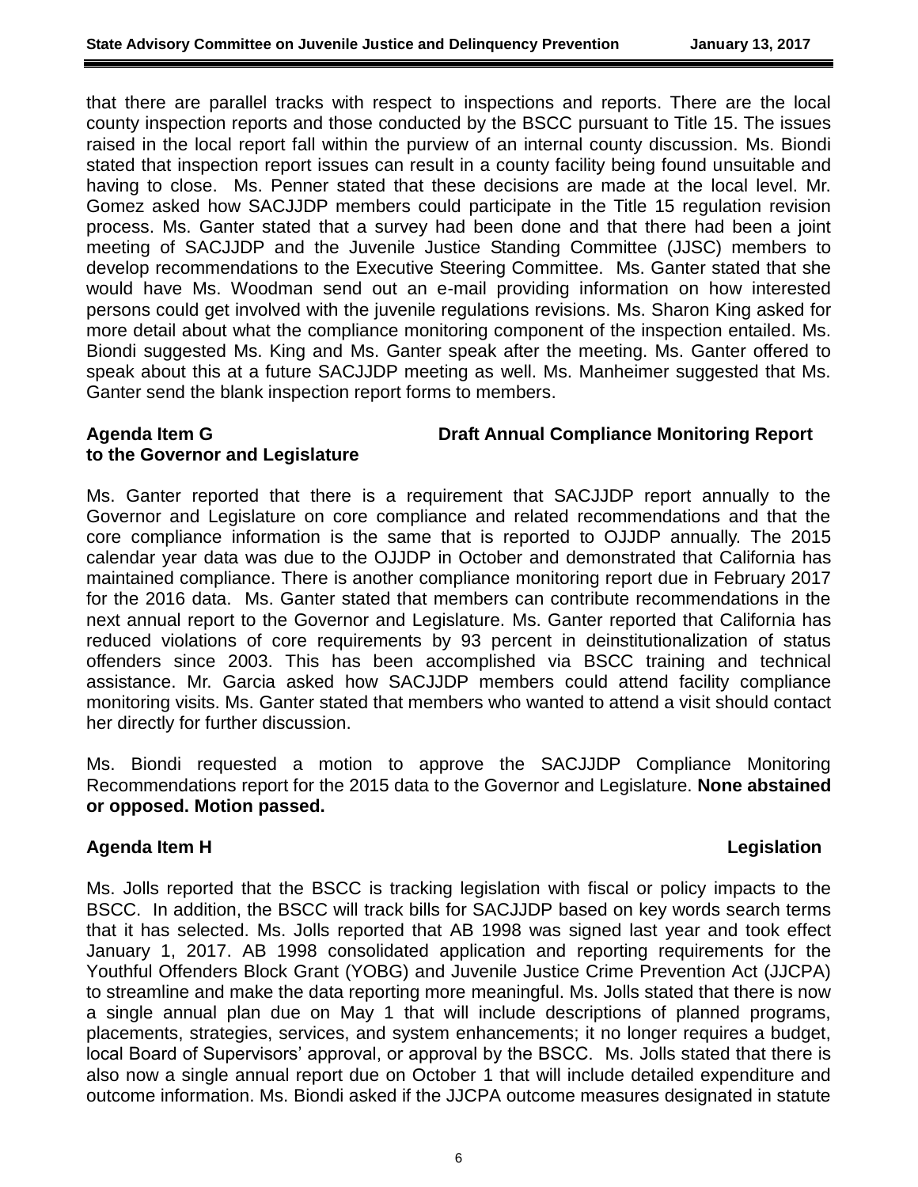that there are parallel tracks with respect to inspections and reports. There are the local county inspection reports and those conducted by the BSCC pursuant to Title 15. The issues raised in the local report fall within the purview of an internal county discussion. Ms. Biondi stated that inspection report issues can result in a county facility being found unsuitable and having to close. Ms. Penner stated that these decisions are made at the local level. Mr. Gomez asked how SACJJDP members could participate in the Title 15 regulation revision process. Ms. Ganter stated that a survey had been done and that there had been a joint meeting of SACJJDP and the Juvenile Justice Standing Committee (JJSC) members to develop recommendations to the Executive Steering Committee. Ms. Ganter stated that she would have Ms. Woodman send out an e-mail providing information on how interested persons could get involved with the juvenile regulations revisions. Ms. Sharon King asked for more detail about what the compliance monitoring component of the inspection entailed. Ms. Biondi suggested Ms. King and Ms. Ganter speak after the meeting. Ms. Ganter offered to speak about this at a future SACJJDP meeting as well. Ms. Manheimer suggested that Ms. Ganter send the blank inspection report forms to members.

**Agenda Item G — Draft Annual Compliance Monitoring Report to the Governor and Legislature**

Ms. Ganter reported that there is a requirement that SACJJDP report annually to the Governor and Legislature on core compliance and related recommendations and that the core compliance information is the same that is reported to OJJDP annually. The 2015 calendar year data was due to the OJJDP in October and demonstrated that California has maintained compliance. There is another compliance monitoring report due in February 2017 for the 2016 data. Ms. Ganter stated that members can contribute recommendations in the next annual report to the Governor and Legislature. Ms. Ganter reported that California has reduced violations of core requirements by 93 percent in deinstitutionalization of status offenders since 2003. This has been accomplished via BSCC training and technical assistance. Mr. Garcia asked how SACJJDP members could attend facility compliance monitoring visits. Ms. Ganter stated that members who wanted to attend a visit should contact her directly for further discussion.

Ms. Biondi requested a motion to approve the SACJJDP Compliance Monitoring Recommendations report for the 2015 data to the Governor and Legislature. **None abstained or opposed. Motion passed.**

**Agenda Item H — Legislation**

Ms. Jolls reported that the BSCC is tracking legislation with fiscal or policy impacts to the BSCC. In addition, the BSCC will track bills for SACJJDP based on key words search terms that it has selected. Ms. Jolls reported that AB 1998 was signed last year and took effect January 1, 2017. AB 1998 consolidated application and reporting requirements for the Youthful Offenders Block Grant (YOBG) and Juvenile Justice Crime Prevention Act (JJCPA) to streamline and make the data reporting more meaningful. Ms. Jolls stated that there is now a single annual plan due on May 1 that will include descriptions of planned programs, placements, strategies, services, and system enhancements; it no longer requires a budget, local Board of Supervisors' approval, or approval by the BSCC. Ms. Jolls stated that there is also now a single annual report due on October 1 that will include detailed expenditure and outcome information. Ms. Biondi asked if the JJCPA outcome measures designated in statute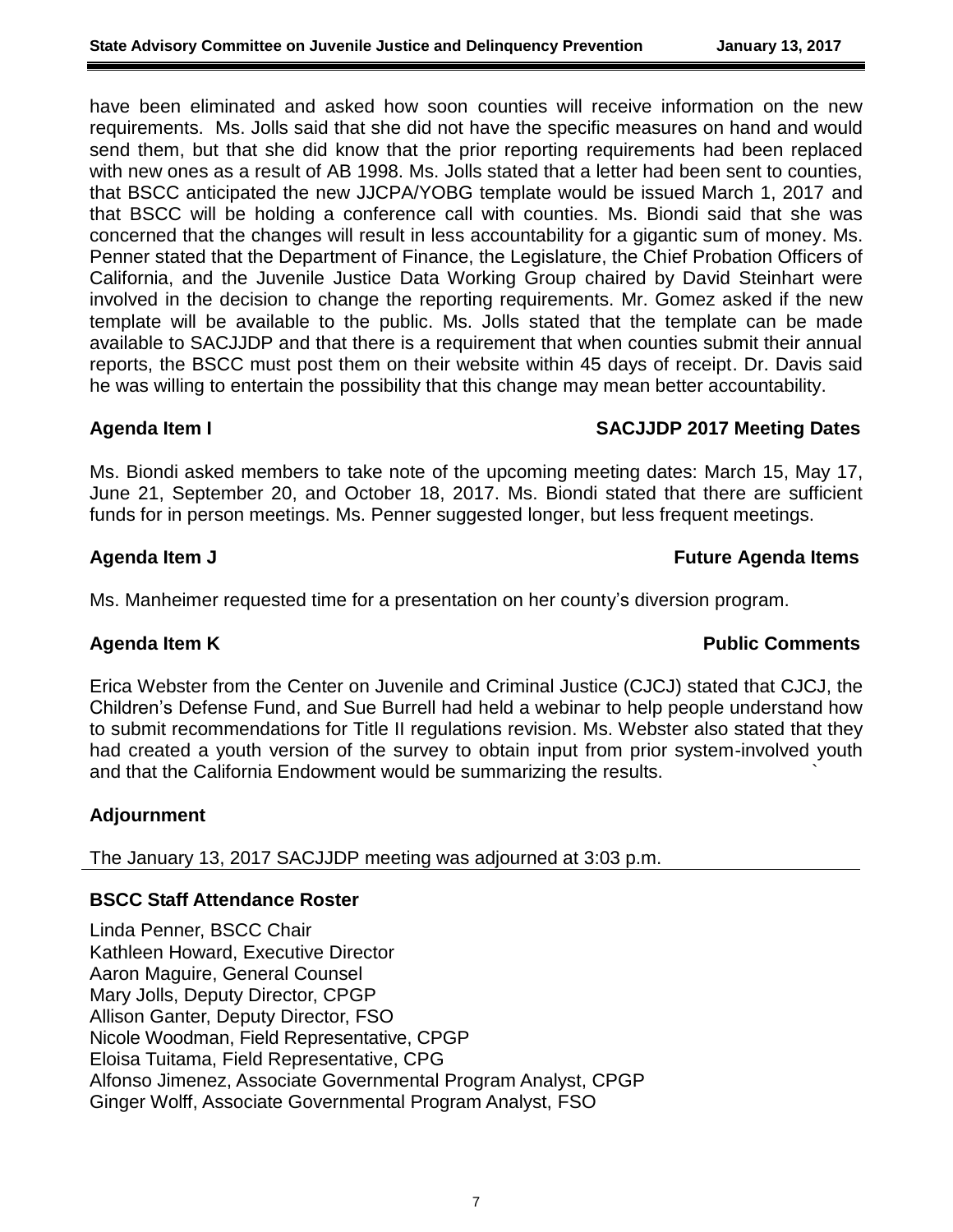have been eliminated and asked how soon counties will receive information on the new requirements. Ms. Jolls said that she did not have the specific measures on hand and would send them, but that she did know that the prior reporting requirements had been replaced with new ones as a result of AB 1998. Ms. Jolls stated that a letter had been sent to counties, that BSCC anticipated the new JJCPA/YOBG template would be issued March 1, 2017 and that BSCC will be holding a conference call with counties. Ms. Biondi said that she was concerned that the changes will result in less accountability for a gigantic sum of money. Ms. Penner stated that the Department of Finance, the Legislature, the Chief Probation Officers of California, and the Juvenile Justice Data Working Group chaired by David Steinhart were involved in the decision to change the reporting requirements. Mr. Gomez asked if the new template will be available to the public. Ms. Jolls stated that the template can be made available to SACJJDP and that there is a requirement that when counties submit their annual reports, the BSCC must post them on their website within 45 days of receipt. Dr. Davis said he was willing to entertain the possibility that this change may mean better accountability.

### Agenda Item I — SACJJDP 2017 Meeting Dates

Ms. Biondi asked members to take note of the upcoming meeting dates: March 15, May 17, June 21, September 20, and October 18, 2017. Ms. Biondi stated that there are sufficient funds for in person meetings. Ms. Penner suggested longer, but less frequent meetings.

### Agenda Item J — Future Agenda Items

Ms. Manheimer requested time for a presentation on her county's diversion program.

### Agenda Item K — Public Comments

Erica Webster from the Center on Juvenile and Criminal Justice (CJCJ) stated that CJCJ, the Children's Defense Fund, and Sue Burrell had held a webinar to help people understand how to submit recommendations for Title II regulations revision. Ms. Webster also stated that they had created a youth version of the survey to obtain input from prior system-involved youth and that the California Endowment would be summarizing the results.

### Adjournment

The January 13, 2017 SACJJDP meeting was adjourned at 3:03 p.m.

### BSCC Staff Attendance Roster

Linda Penner, BSCC Chair
Kathleen Howard, Executive Director
Aaron Maguire, General Counsel
Mary Jolls, Deputy Director, CPGP
Allison Ganter, Deputy Director, FSO
Nicole Woodman, Field Representative, CPGP
Eloisa Tuitama, Field Representative, CPG
Alfonso Jimenez, Associate Governmental Program Analyst, CPGP
Ginger Wolff, Associate Governmental Program Analyst, FSO